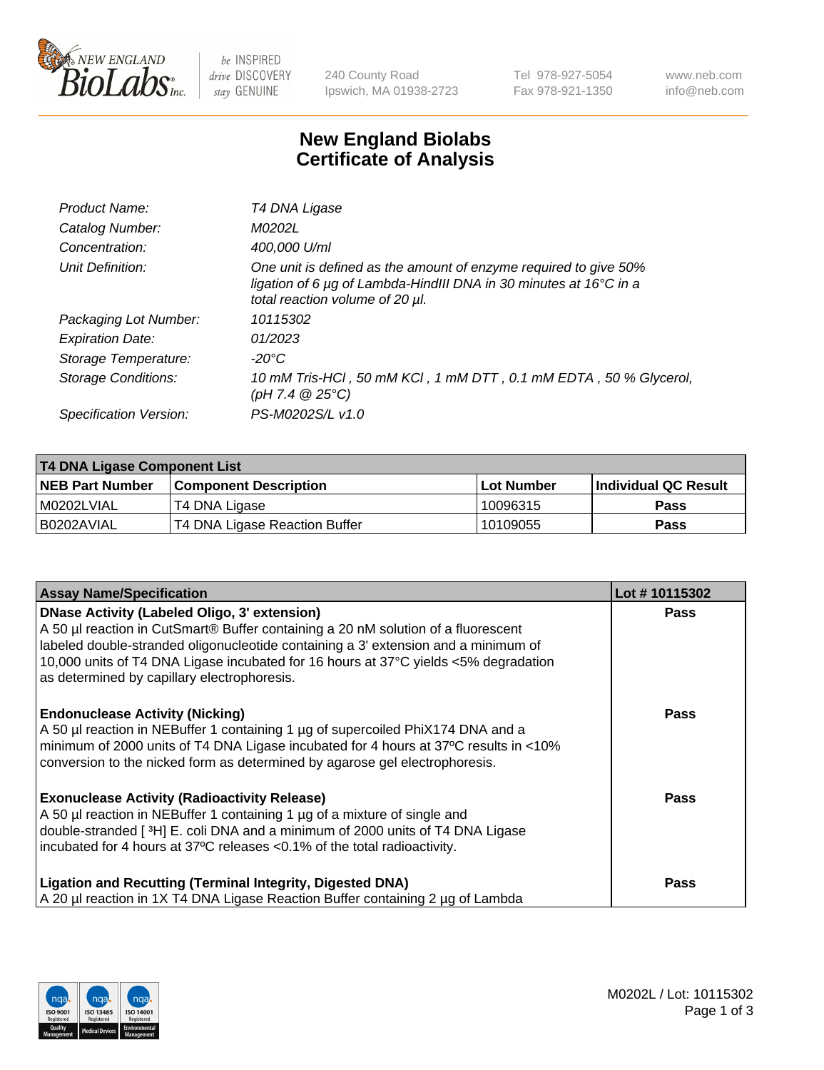# New England Biolabs Certificate of Analysis

| | |
|---|---|
| *Product Name:* | *T4 DNA Ligase* |
| *Catalog Number:* | *M0202L* |
| *Concentration:* | *400,000 U/ml* |
| *Unit Definition:* | *One unit is defined as the amount of enzyme required to give 50% ligation of 6 µg of Lambda-HindIII DNA in 30 minutes at 16°C in a total reaction volume of 20 µl.* |
| *Packaging Lot Number:* | *10115302* |
| *Expiration Date:* | *01/2023* |
| *Storage Temperature:* | *-20°C* |
| *Storage Conditions:* | *10 mM Tris-HCl , 50 mM KCl , 1 mM DTT , 0.1 mM EDTA , 50 % Glycerol, (pH 7.4 @ 25°C)* |
| *Specification Version:* | *PS-M0202S/L v1.0* |

| T4 DNA Ligase Component List | | | |
|---|---|---|---|
| **NEB Part Number** | **Component Description** | **Lot Number** | **Individual QC Result** |
| M0202LVIAL | T4 DNA Ligase | 10096315 | **Pass** |
| B0202AVIAL | T4 DNA Ligase Reaction Buffer | 10109055 | **Pass** |

| Assay Name/Specification | Lot # 10115302 |
|---|---|
| **DNase Activity (Labeled Oligo, 3' extension)**<br>A 50 µl reaction in CutSmart® Buffer containing a 20 nM solution of a fluorescent labeled double-stranded oligonucleotide containing a 3' extension and a minimum of 10,000 units of T4 DNA Ligase incubated for 16 hours at 37°C yields <5% degradation as determined by capillary electrophoresis. | **Pass** |
| **Endonuclease Activity (Nicking)**<br>A 50 µl reaction in NEBuffer 1 containing 1 µg of supercoiled PhiX174 DNA and a minimum of 2000 units of T4 DNA Ligase incubated for 4 hours at 37ºC results in <10% conversion to the nicked form as determined by agarose gel electrophoresis. | **Pass** |
| **Exonuclease Activity (Radioactivity Release)**<br>A 50 µl reaction in NEBuffer 1 containing 1 µg of a mixture of single and double-stranded [ $^3$H] E. coli DNA and a minimum of 2000 units of T4 DNA Ligase incubated for 4 hours at 37ºC releases <0.1% of the total radioactivity. | **Pass** |
| **Ligation and Recutting (Terminal Integrity, Digested DNA)**<br>A 20 µl reaction in 1X T4 DNA Ligase Reaction Buffer containing 2 µg of Lambda | **Pass** |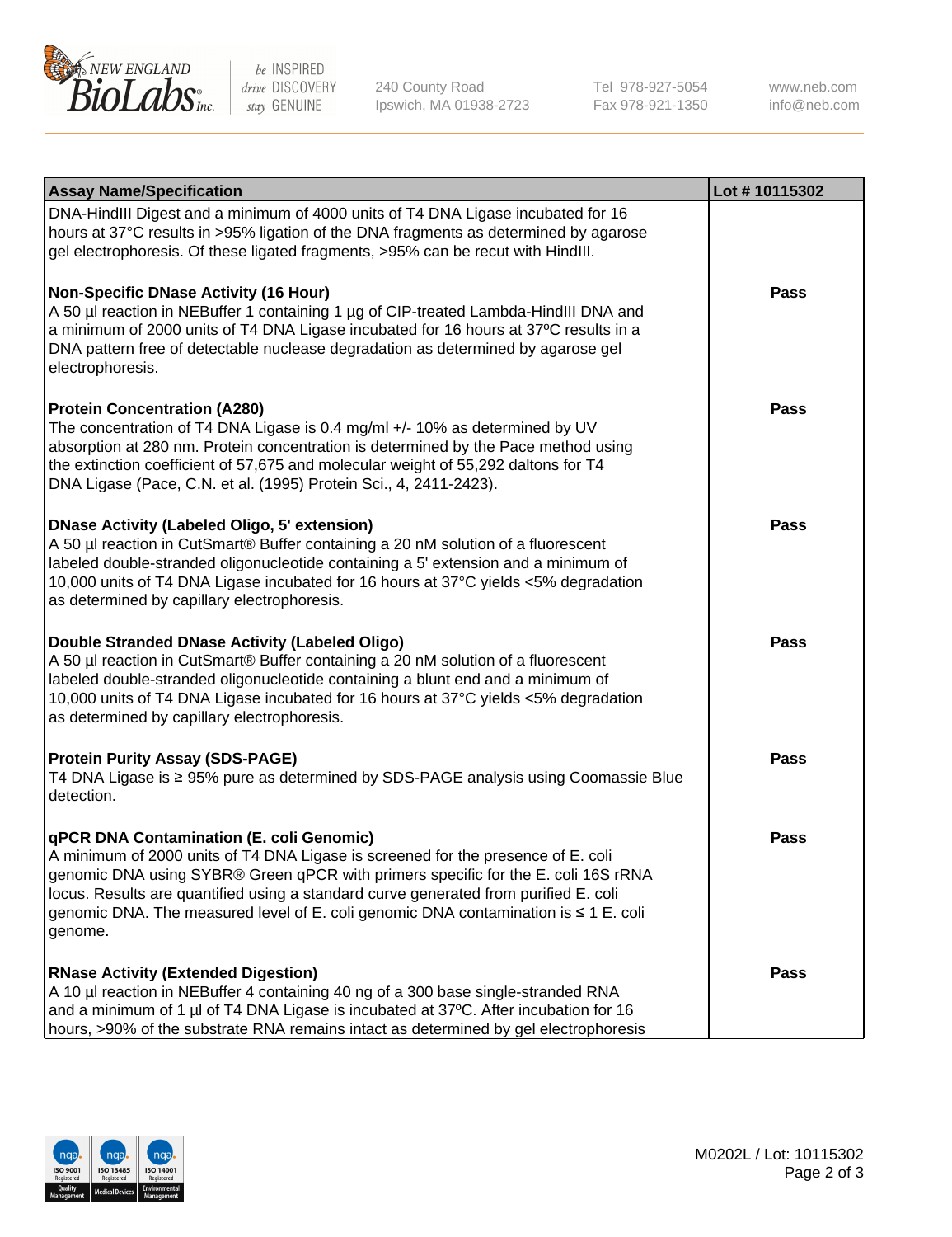| Assay Name/Specification | Lot # 10115302 |
|---|---|
| DNA-HindIII Digest and a minimum of 4000 units of T4 DNA Ligase incubated for 16 hours at 37°C results in >95% ligation of the DNA fragments as determined by agarose gel electrophoresis. Of these ligated fragments, >95% can be recut with HindIII. | |
| **Non-Specific DNase Activity (16 Hour)**<br>A 50 µl reaction in NEBuffer 1 containing 1 µg of CIP-treated Lambda-HindIII DNA and a minimum of 2000 units of T4 DNA Ligase incubated for 16 hours at 37ºC results in a DNA pattern free of detectable nuclease degradation as determined by agarose gel electrophoresis. | **Pass** |
| **Protein Concentration (A280)**<br>The concentration of T4 DNA Ligase is 0.4 mg/ml +/- 10% as determined by UV absorption at 280 nm. Protein concentration is determined by the Pace method using the extinction coefficient of 57,675 and molecular weight of 55,292 daltons for T4 DNA Ligase (Pace, C.N. et al. (1995) Protein Sci., 4, 2411-2423). | **Pass** |
| **DNase Activity (Labeled Oligo, 5' extension)**<br>A 50 µl reaction in CutSmart® Buffer containing a 20 nM solution of a fluorescent labeled double-stranded oligonucleotide containing a 5' extension and a minimum of 10,000 units of T4 DNA Ligase incubated for 16 hours at 37°C yields <5% degradation as determined by capillary electrophoresis. | **Pass** |
| **Double Stranded DNase Activity (Labeled Oligo)**<br>A 50 µl reaction in CutSmart® Buffer containing a 20 nM solution of a fluorescent labeled double-stranded oligonucleotide containing a blunt end and a minimum of 10,000 units of T4 DNA Ligase incubated for 16 hours at 37°C yields <5% degradation as determined by capillary electrophoresis. | **Pass** |
| **Protein Purity Assay (SDS-PAGE)**<br>T4 DNA Ligase is ≥ 95% pure as determined by SDS-PAGE analysis using Coomassie Blue detection. | **Pass** |
| **qPCR DNA Contamination (E. coli Genomic)**<br>A minimum of 2000 units of T4 DNA Ligase is screened for the presence of E. coli genomic DNA using SYBR® Green qPCR with primers specific for the E. coli 16S rRNA locus. Results are quantified using a standard curve generated from purified E. coli genomic DNA. The measured level of E. coli genomic DNA contamination is ≤ 1 E. coli genome. | **Pass** |
| **RNase Activity (Extended Digestion)**<br>A 10 µl reaction in NEBuffer 4 containing 40 ng of a 300 base single-stranded RNA and a minimum of 1 µl of T4 DNA Ligase is incubated at 37ºC. After incubation for 16 hours, >90% of the substrate RNA remains intact as determined by gel electrophoresis | **Pass** |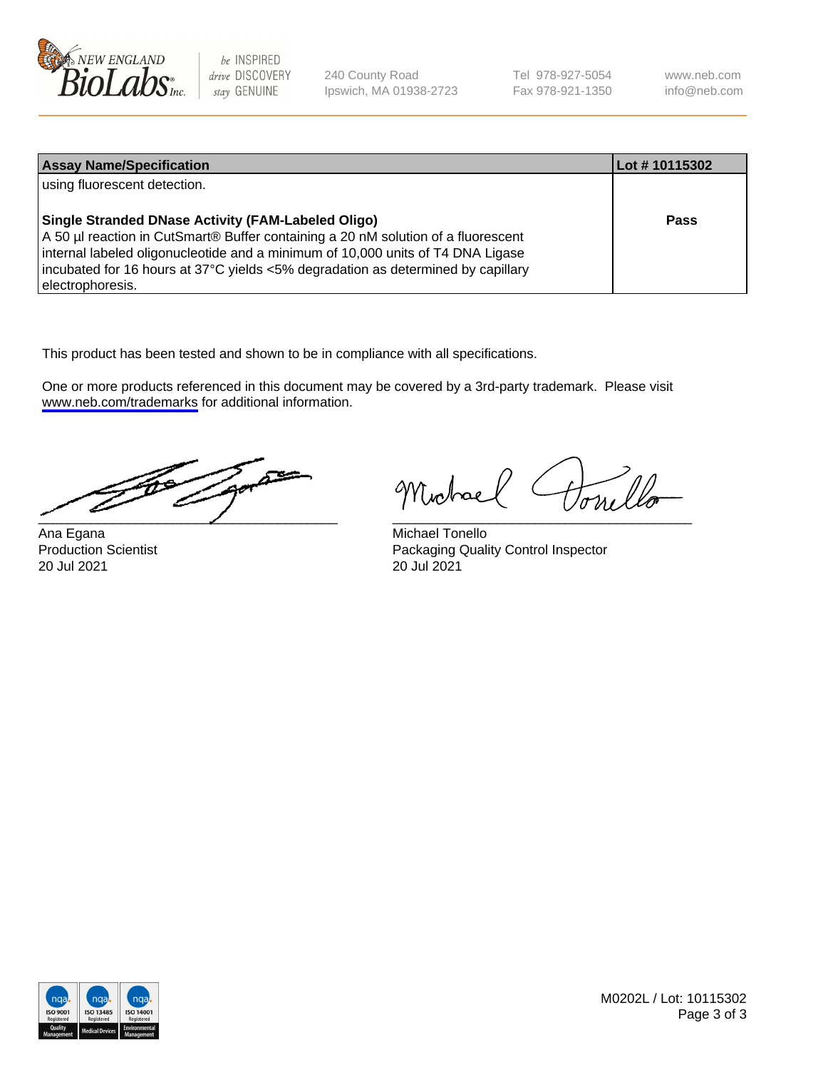| Assay Name/Specification | Lot # 10115302 |
|---|---|
| using fluorescent detection. | |
| **Single Stranded DNase Activity (FAM-Labeled Oligo)**<br>A 50 µl reaction in CutSmart® Buffer containing a 20 nM solution of a fluorescent internal labeled oligonucleotide and a minimum of 10,000 units of T4 DNA Ligase incubated for 16 hours at 37°C yields <5% degradation as determined by capillary electrophoresis. | **Pass** |

This product has been tested and shown to be in compliance with all specifications.

One or more products referenced in this document may be covered by a 3rd-party trademark. Please visit www.neb.com/trademarks for additional information.

Ana Egana
Production Scientist
20 Jul 2021

Michael Tonello
Packaging Quality Control Inspector
20 Jul 2021

M0202L / Lot: 10115302